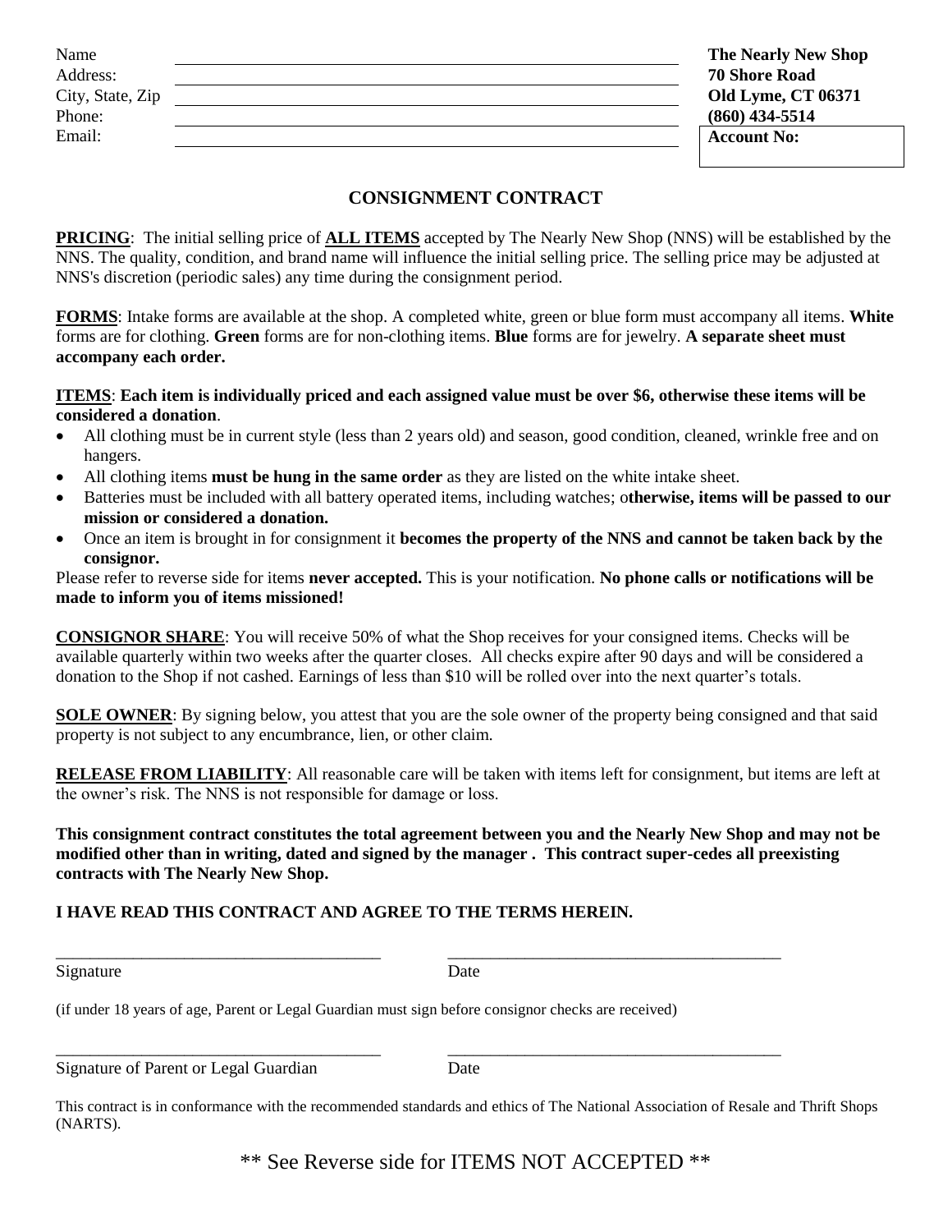Name ______________________________

Address: ______________________________

City, State, Zip ______________________________

Phone: ______________________________

Email: ______________________________

**The Nearly New Shop**
**70 Shore Road**
**Old Lyme, CT 06371**
**(860) 434-5514**

**Account No:**

## CONSIGNMENT CONTRACT

**PRICING**: The initial selling price of **ALL ITEMS** accepted by The Nearly New Shop (NNS) will be established by the NNS. The quality, condition, and brand name will influence the initial selling price. The selling price may be adjusted at NNS's discretion (periodic sales) any time during the consignment period.

**FORMS**: Intake forms are available at the shop. A completed white, green or blue form must accompany all items. **White** forms are for clothing. **Green** forms are for non-clothing items. **Blue** forms are for jewelry. **A separate sheet must accompany each order.**

**ITEMS**: **Each item is individually priced and each assigned value must be over $6, otherwise these items will be considered a donation**.

- All clothing must be in current style (less than 2 years old) and season, good condition, cleaned, wrinkle free and on hangers.
- All clothing items **must be hung in the same order** as they are listed on the white intake sheet.
- Batteries must be included with all battery operated items, including watches; o**therwise, items will be passed to our mission or considered a donation.**
- Once an item is brought in for consignment it **becomes the property of the NNS and cannot be taken back by the consignor.**

Please refer to reverse side for items **never accepted.** This is your notification. **No phone calls or notifications will be made to inform you of items missioned!**

**CONSIGNOR SHARE**: You will receive 50% of what the Shop receives for your consigned items. Checks will be available quarterly within two weeks after the quarter closes. All checks expire after 90 days and will be considered a donation to the Shop if not cashed. Earnings of less than $10 will be rolled over into the next quarter's totals.

**SOLE OWNER**: By signing below, you attest that you are the sole owner of the property being consigned and that said property is not subject to any encumbrance, lien, or other claim.

**RELEASE FROM LIABILITY**: All reasonable care will be taken with items left for consignment, but items are left at the owner's risk. The NNS is not responsible for damage or loss.

**This consignment contract constitutes the total agreement between you and the Nearly New Shop and may not be modified other than in writing, dated and signed by the manager . This contract super-cedes all preexisting contracts with The Nearly New Shop.**

**I HAVE READ THIS CONTRACT AND AGREE TO THE TERMS HEREIN.**

______________________________ ______________________________

Signature Date

(if under 18 years of age, Parent or Legal Guardian must sign before consignor checks are received)

______________________________ ______________________________

Signature of Parent or Legal Guardian Date

This contract is in conformance with the recommended standards and ethics of The National Association of Resale and Thrift Shops (NARTS).

\*\* See Reverse side for ITEMS NOT ACCEPTED \*\*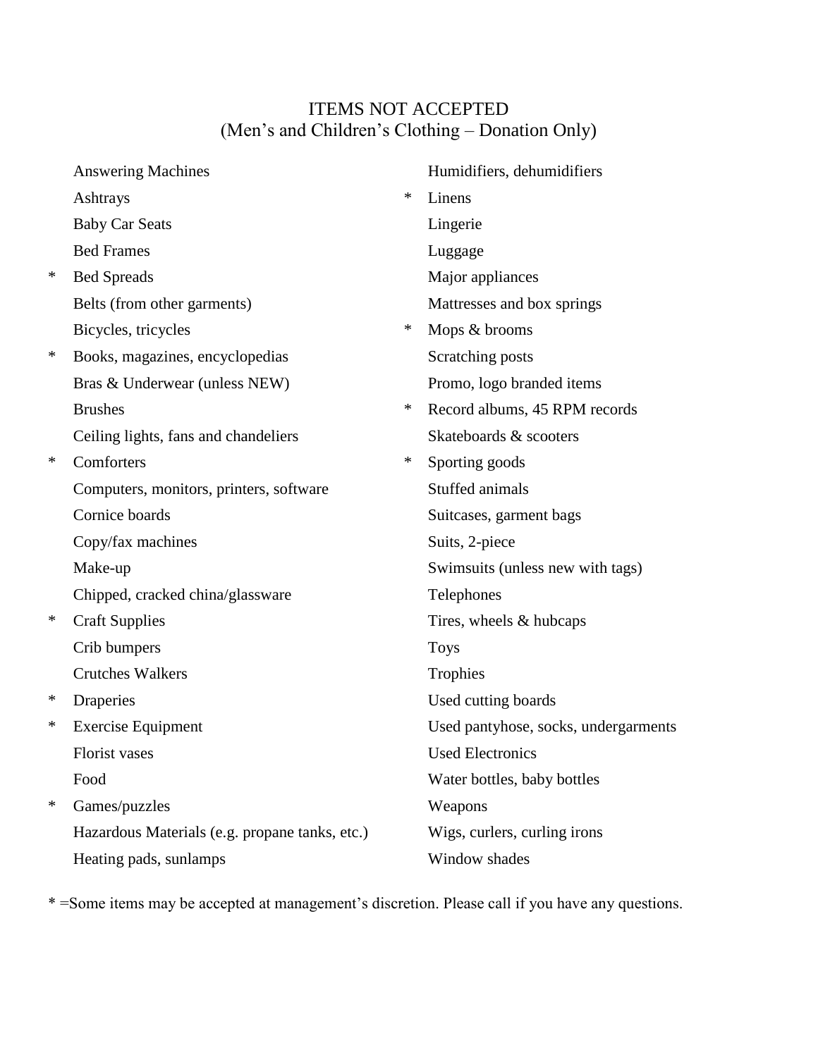# ITEMS NOT ACCEPTED
## (Men's and Children's Clothing – Donation Only)

- Answering Machines
- Ashtrays
- Baby Car Seats
- Bed Frames
- \* Bed Spreads
- Belts (from other garments)
- Bicycles, tricycles
- \* Books, magazines, encyclopedias
- Bras & Underwear (unless NEW)
- Brushes
- Ceiling lights, fans and chandeliers
- \* Comforters
- Computers, monitors, printers, software
- Cornice boards
- Copy/fax machines
- Make-up
- Chipped, cracked china/glassware
- \* Craft Supplies
- Crib bumpers
- Crutches Walkers
- \* Draperies
- \* Exercise Equipment
- Florist vases
- Food
- \* Games/puzzles
- Hazardous Materials (e.g. propane tanks, etc.)
- Heating pads, sunlamps
- Humidifiers, dehumidifiers
- \* Linens
- Lingerie
- Luggage
- Major appliances
- Mattresses and box springs
- \* Mops & brooms
- Scratching posts
- Promo, logo branded items
- \* Record albums, 45 RPM records
- Skateboards & scooters
- \* Sporting goods
- Stuffed animals
- Suitcases, garment bags
- Suits, 2-piece
- Swimsuits (unless new with tags)
- Telephones
- Tires, wheels & hubcaps
- Toys
- Trophies
- Used cutting boards
- Used pantyhose, socks, undergarments
- Used Electronics
- Water bottles, baby bottles
- Weapons
- Wigs, curlers, curling irons
- Window shades

\* =Some items may be accepted at management's discretion. Please call if you have any questions.